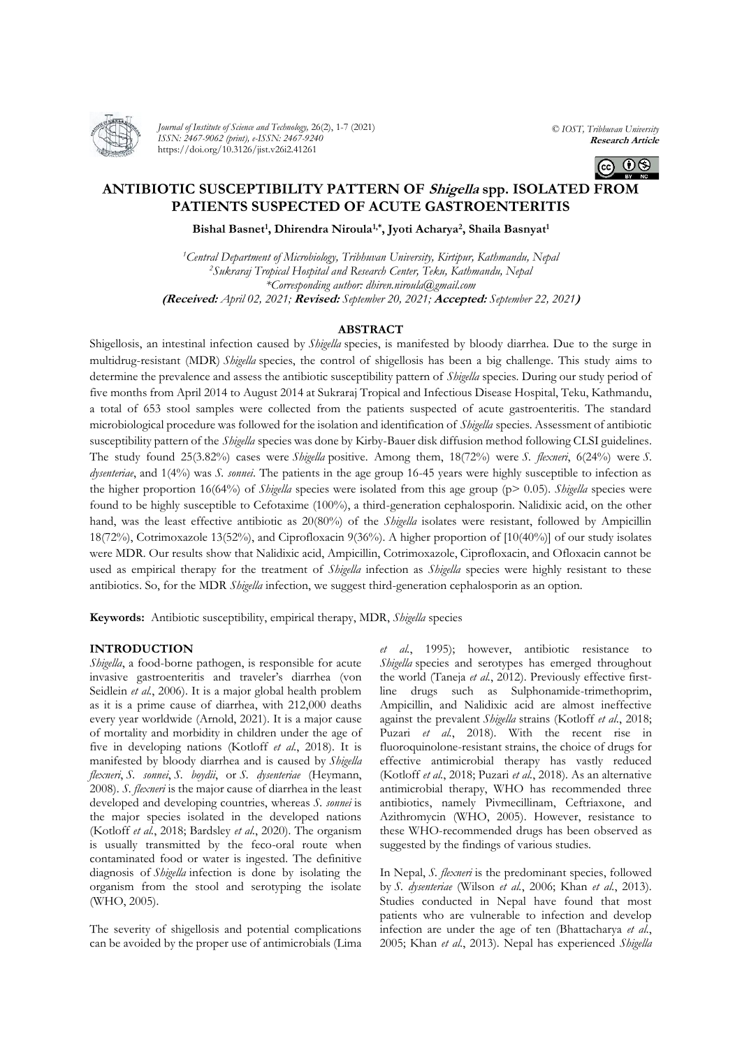# ANTIBIOTIC SUSCEPTIBILITY PATTERN OF *Shigella* spp. ISOLATED FROM PATIENTS SUSPECTED OF ACUTE GASTROENTERITIS

**Bishal Basnet[1], Dhirendra Niroula[1,*], Jyoti Acharya[2], Shaila Basnyat[1]**

*[1]Central Department of Microbiology, Tribhuvan University, Kirtipur, Kathmandu, Nepal*
*[2]Sukraraj Tropical Hospital and Research Center, Teku, Kathmandu, Nepal*
*\*Corresponding author: dhiren.niroula@gmail.com*
**(Received:** *April 02, 2021;* **Revised:** *September 20, 2021;* **Accepted:** *September 22, 2021***)**

## ABSTRACT

Shigellosis, an intestinal infection caused by *Shigella* species, is manifested by bloody diarrhea. Due to the surge in multidrug-resistant (MDR) *Shigella* species, the control of shigellosis has been a big challenge. This study aims to determine the prevalence and assess the antibiotic susceptibility pattern of *Shigella* species. During our study period of five months from April 2014 to August 2014 at Sukraraj Tropical and Infectious Disease Hospital, Teku, Kathmandu, a total of 653 stool samples were collected from the patients suspected of acute gastroenteritis. The standard microbiological procedure was followed for the isolation and identification of *Shigella* species. Assessment of antibiotic susceptibility pattern of the *Shigella* species was done by Kirby-Bauer disk diffusion method following CLSI guidelines. The study found 25(3.82%) cases were *Shigella* positive. Among them, 18(72%) were *S. flexneri*, 6(24%) were *S. dysenteriae*, and 1(4%) was *S. sonnei*. The patients in the age group 16-45 years were highly susceptible to infection as the higher proportion 16(64%) of *Shigella* species were isolated from this age group ($p > 0.05$). *Shigella* species were found to be highly susceptible to Cefotaxime (100%), a third-generation cephalosporin. Nalidixic acid, on the other hand, was the least effective antibiotic as 20(80%) of the *Shigella* isolates were resistant, followed by Ampicillin 18(72%), Cotrimoxazole 13(52%), and Ciprofloxacin 9(36%). A higher proportion of [10(40%)] of our study isolates were MDR. Our results show that Nalidixic acid, Ampicillin, Cotrimoxazole, Ciprofloxacin, and Ofloxacin cannot be used as empirical therapy for the treatment of *Shigella* infection as *Shigella* species were highly resistant to these antibiotics. So, for the MDR *Shigella* infection, we suggest third-generation cephalosporin as an option.

**Keywords:** Antibiotic susceptibility, empirical therapy, MDR, *Shigella* species

## INTRODUCTION

*Shigella*, a food-borne pathogen, is responsible for acute invasive gastroenteritis and traveler's diarrhea (von Seidlein *et al.*, 2006). It is a major global health problem as it is a prime cause of diarrhea, with 212,000 deaths every year worldwide (Arnold, 2021). It is a major cause of mortality and morbidity in children under the age of five in developing nations (Kotloff *et al.*, 2018). It is manifested by bloody diarrhea and is caused by *Shigella flexneri*, *S. sonnei*, *S. boydii*, or *S. dysenteriae* (Heymann, 2008). *S. flexneri* is the major cause of diarrhea in the least developed and developing countries, whereas *S. sonnei* is the major species isolated in the developed nations (Kotloff *et al.*, 2018; Bardsley *et al.*, 2020). The organism is usually transmitted by the feco-oral route when contaminated food or water is ingested. The definitive diagnosis of *Shigella* infection is done by isolating the organism from the stool and serotyping the isolate (WHO, 2005).

The severity of shigellosis and potential complications can be avoided by the proper use of antimicrobials (Lima *et al.*, 1995); however, antibiotic resistance to *Shigella* species and serotypes has emerged throughout the world (Taneja *et al.*, 2012). Previously effective first-line drugs such as Sulphonamide-trimethoprim, Ampicillin, and Nalidixic acid are almost ineffective against the prevalent *Shigella* strains (Kotloff *et al.*, 2018; Puzari *et al.*, 2018). With the recent rise in fluoroquinolone-resistant strains, the choice of drugs for effective antimicrobial therapy has vastly reduced (Kotloff *et al.*, 2018; Puzari *et al.*, 2018). As an alternative antimicrobial therapy, WHO has recommended three antibiotics, namely Pivmecillinam, Ceftriaxone, and Azithromycin (WHO, 2005). However, resistance to these WHO-recommended drugs has been observed as suggested by the findings of various studies.

In Nepal, *S. flexneri* is the predominant species, followed by *S. dysenteriae* (Wilson *et al.*, 2006; Khan *et al.*, 2013). Studies conducted in Nepal have found that most patients who are vulnerable to infection and develop infection are under the age of ten (Bhattacharya *et al.*, 2005; Khan *et al.*, 2013). Nepal has experienced *Shigella*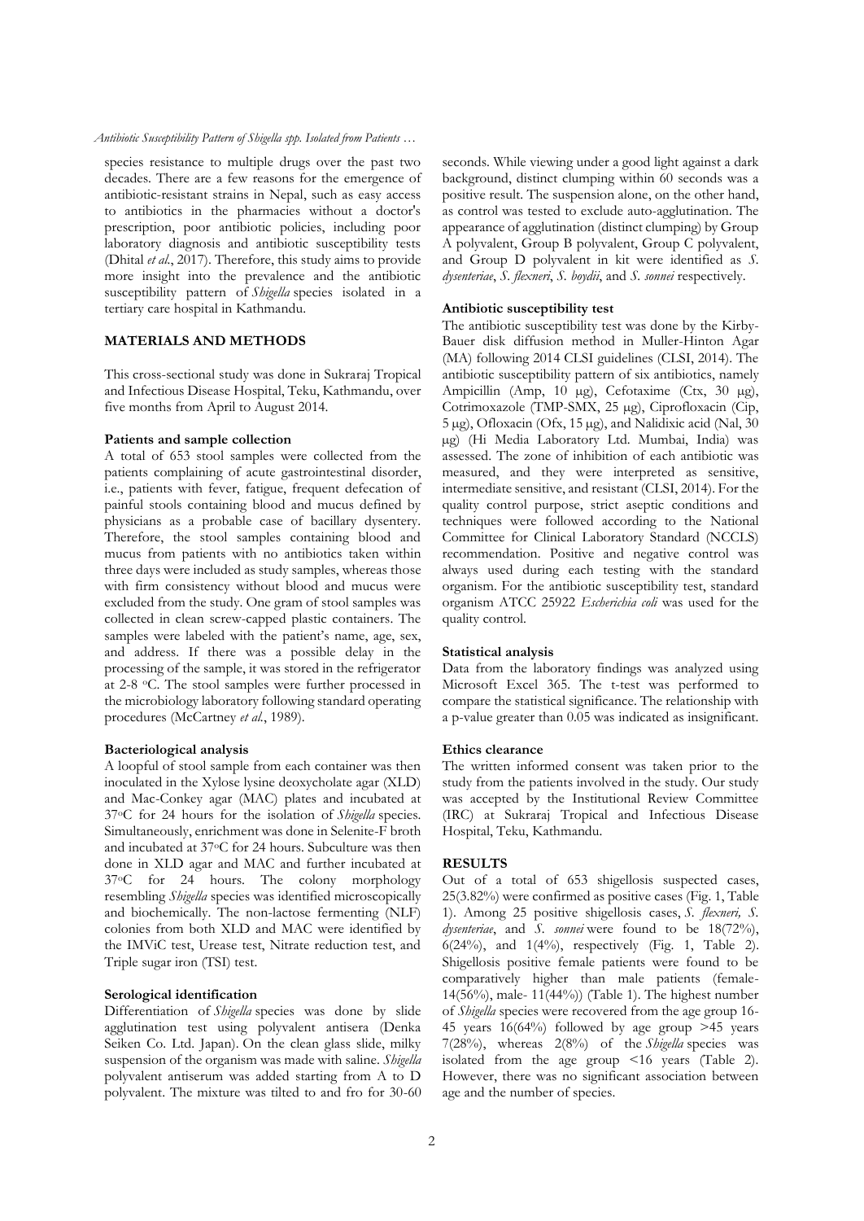species resistance to multiple drugs over the past two decades. There are a few reasons for the emergence of antibiotic-resistant strains in Nepal, such as easy access to antibiotics in the pharmacies without a doctor's prescription, poor antibiotic policies, including poor laboratory diagnosis and antibiotic susceptibility tests (Dhital *et al.*, 2017). Therefore, this study aims to provide more insight into the prevalence and the antibiotic susceptibility pattern of *Shigella* species isolated in a tertiary care hospital in Kathmandu.

## MATERIALS AND METHODS

This cross-sectional study was done in Sukraraj Tropical and Infectious Disease Hospital, Teku, Kathmandu, over five months from April to August 2014.

### Patients and sample collection

A total of 653 stool samples were collected from the patients complaining of acute gastrointestinal disorder, i.e., patients with fever, fatigue, frequent defecation of painful stools containing blood and mucus defined by physicians as a probable case of bacillary dysentery. Therefore, the stool samples containing blood and mucus from patients with no antibiotics taken within three days were included as study samples, whereas those with firm consistency without blood and mucus were excluded from the study. One gram of stool samples was collected in clean screw-capped plastic containers. The samples were labeled with the patient's name, age, sex, and address. If there was a possible delay in the processing of the sample, it was stored in the refrigerator at 2-8 °C. The stool samples were further processed in the microbiology laboratory following standard operating procedures (McCartney *et al.*, 1989).

### Bacteriological analysis

A loopful of stool sample from each container was then inoculated in the Xylose lysine deoxycholate agar (XLD) and Mac-Conkey agar (MAC) plates and incubated at 37°C for 24 hours for the isolation of *Shigella* species. Simultaneously, enrichment was done in Selenite-F broth and incubated at 37°C for 24 hours. Subculture was then done in XLD agar and MAC and further incubated at 37°C for 24 hours. The colony morphology resembling *Shigella* species was identified microscopically and biochemically. The non-lactose fermenting (NLF) colonies from both XLD and MAC were identified by the IMViC test, Urease test, Nitrate reduction test, and Triple sugar iron (TSI) test.

### Serological identification

Differentiation of *Shigella* species was done by slide agglutination test using polyvalent antisera (Denka Seiken Co. Ltd. Japan). On the clean glass slide, milky suspension of the organism was made with saline. *Shigella* polyvalent antiserum was added starting from A to D polyvalent. The mixture was tilted to and fro for 30-60 seconds. While viewing under a good light against a dark background, distinct clumping within 60 seconds was a positive result. The suspension alone, on the other hand, as control was tested to exclude auto-agglutination. The appearance of agglutination (distinct clumping) by Group A polyvalent, Group B polyvalent, Group C polyvalent, and Group D polyvalent in kit were identified as *S. dysenteriae*, *S. flexneri*, *S. boydii*, and *S. sonnei* respectively.

### Antibiotic susceptibility test

The antibiotic susceptibility test was done by the Kirby-Bauer disk diffusion method in Muller-Hinton Agar (MA) following 2014 CLSI guidelines (CLSI, 2014). The antibiotic susceptibility pattern of six antibiotics, namely Ampicillin (Amp, 10 μg), Cefotaxime (Ctx, 30 μg), Cotrimoxazole (TMP-SMX, 25 μg), Ciprofloxacin (Cip, 5 μg), Ofloxacin (Ofx, 15 μg), and Nalidixic acid (Nal, 30 μg) (Hi Media Laboratory Ltd. Mumbai, India) was assessed. The zone of inhibition of each antibiotic was measured, and they were interpreted as sensitive, intermediate sensitive, and resistant (CLSI, 2014). For the quality control purpose, strict aseptic conditions and techniques were followed according to the National Committee for Clinical Laboratory Standard (NCCLS) recommendation. Positive and negative control was always used during each testing with the standard organism. For the antibiotic susceptibility test, standard organism ATCC 25922 *Escherichia coli* was used for the quality control.

### Statistical analysis

Data from the laboratory findings was analyzed using Microsoft Excel 365. The t-test was performed to compare the statistical significance. The relationship with a p-value greater than 0.05 was indicated as insignificant.

### Ethics clearance

The written informed consent was taken prior to the study from the patients involved in the study. Our study was accepted by the Institutional Review Committee (IRC) at Sukraraj Tropical and Infectious Disease Hospital, Teku, Kathmandu.

## RESULTS

Out of a total of 653 shigellosis suspected cases, 25(3.82%) were confirmed as positive cases (Fig. 1, Table 1). Among 25 positive shigellosis cases, *S. flexneri, S. dysenteriae*, and *S. sonnei* were found to be 18(72%), 6(24%), and 1(4%), respectively (Fig. 1, Table 2). Shigellosis positive female patients were found to be comparatively higher than male patients (female-14(56%), male- 11(44%)) (Table 1). The highest number of *Shigella* species were recovered from the age group 16-45 years 16(64%) followed by age group >45 years 7(28%), whereas 2(8%) of the *Shigella* species was isolated from the age group <16 years (Table 2). However, there was no significant association between age and the number of species.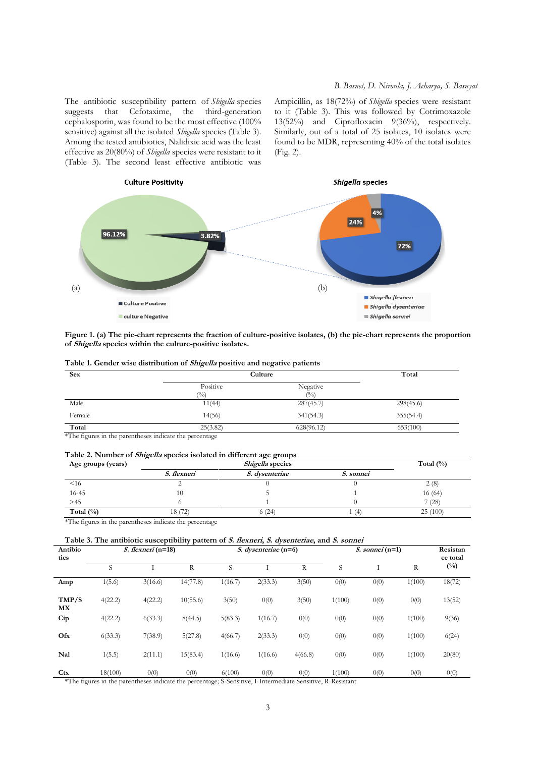The antibiotic susceptibility pattern of *Shigella* species suggests that Cefotaxime, the third-generation cephalosporin, was found to be the most effective (100% sensitive) against all the isolated *Shigella* species (Table 3). Among the tested antibiotics, Nalidixic acid was the least effective as 20(80%) of *Shigella* species were resistant to it (Table 3). The second least effective antibiotic was Ampicillin, as 18(72%) of *Shigella* species were resistant to it (Table 3). This was followed by Cotrimoxazole 13(52%) and Ciprofloxacin 9(36%), respectively. Similarly, out of a total of 25 isolates, 10 isolates were found to be MDR, representing 40% of the total isolates (Fig. 2).

**Figure 1. (a) The pie-chart represents the fraction of culture-positive isolates, (b) the pie-chart represents the proportion of *Shigella* species within the culture-positive isolates.**

**Table 1. Gender wise distribution of *Shigella* positive and negative patients**

| Sex | Culture | | Total |
|---|---|---|---|
| | Positive (%) | Negative (%) | |
| Male | 11(44) | 287(45.7) | 298(45.6) |
| Female | 14(56) | 341(54.3) | 355(54.4) |
| **Total** | 25(3.82) | 628(96.12) | 653(100) |

*The figures in the parentheses indicate the percentage

**Table 2. Number of *Shigella* species isolated in different age groups**

| Age groups (years) | *Shigella* species | | | Total (%) |
|---|---|---|---|---|
| | *S. flexneri* | *S. dysenteriae* | *S. sonnei* | |
| <16 | 2 | 0 | 0 | 2 (8) |
| 16-45 | 10 | 5 | 1 | 16 (64) |
| >45 | 6 | 1 | 0 | 7 (28) |
| **Total (%)** | 18 (72) | 6 (24) | 1 (4) | 25 (100) |

*The figures in the parentheses indicate the percentage

**Table 3. The antibiotic susceptibility pattern of *S. flexneri*, *S. dysenteriae*, and *S. sonnei***

| Antibiotics | *S. flexneri* (n=18) | | | *S. dysenteriae* (n=6) | | | *S. sonnei* (n=1) | | | Resistance total (%) |
|---|---|---|---|---|---|---|---|---|---|---|
| | S | I | R | S | I | R | S | I | R | |
| **Amp** | 1(5.6) | 3(16.6) | 14(77.8) | 1(16.7) | 2(33.3) | 3(50) | 0(0) | 0(0) | 1(100) | 18(72) |
| **TMP/SMX** | 4(22.2) | 4(22.2) | 10(55.6) | 3(50) | 0(0) | 3(50) | 1(100) | 0(0) | 0(0) | 13(52) |
| **Cip** | 4(22.2) | 6(33.3) | 8(44.5) | 5(83.3) | 1(16.7) | 0(0) | 0(0) | 0(0) | 1(100) | 9(36) |
| **Ofx** | 6(33.3) | 7(38.9) | 5(27.8) | 4(66.7) | 2(33.3) | 0(0) | 0(0) | 0(0) | 1(100) | 6(24) |
| **Nal** | 1(5.5) | 2(11.1) | 15(83.4) | 1(16.6) | 1(16.6) | 4(66.8) | 0(0) | 0(0) | 1(100) | 20(80) |
| **Ctx** | 18(100) | 0(0) | 0(0) | 6(100) | 0(0) | 0(0) | 1(100) | 0(0) | 0(0) | 0(0) |

*The figures in the parentheses indicate the percentage; S-Sensitive, I-Intermediate Sensitive, R-Resistant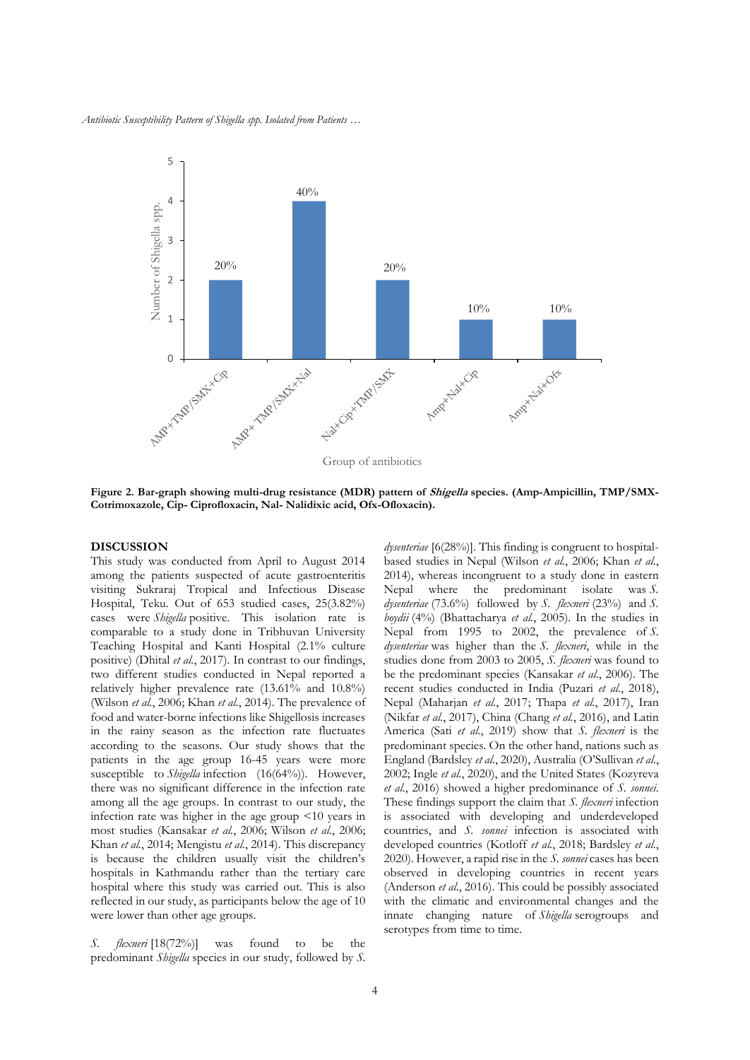**Figure 2. Bar-graph showing multi-drug resistance (MDR) pattern of *Shigella* species. (Amp-Ampicillin, TMP/SMX-Cotrimoxazole, Cip- Ciprofloxacin, Nal- Nalidixic acid, Ofx-Ofloxacin).**

## DISCUSSION

This study was conducted from April to August 2014 among the patients suspected of acute gastroenteritis visiting Sukraraj Tropical and Infectious Disease Hospital, Teku. Out of 653 studied cases, 25(3.82%) cases were *Shigella* positive. This isolation rate is comparable to a study done in Tribhuvan University Teaching Hospital and Kanti Hospital (2.1% culture positive) (Dhital *et al.*, 2017). In contrast to our findings, two different studies conducted in Nepal reported a relatively higher prevalence rate (13.61% and 10.8%) (Wilson *et al.*, 2006; Khan *et al.*, 2014). The prevalence of food and water-borne infections like Shigellosis increases in the rainy season as the infection rate fluctuates according to the seasons. Our study shows that the patients in the age group 16-45 years were more susceptible to *Shigella* infection (16(64%)). However, there was no significant difference in the infection rate among all the age groups. In contrast to our study, the infection rate was higher in the age group <10 years in most studies (Kansakar *et al.*, 2006; Wilson *et al.*, 2006; Khan *et al.*, 2014; Mengistu *et al.*, 2014). This discrepancy is because the children usually visit the children's hospitals in Kathmandu rather than the tertiary care hospital where this study was carried out. This is also reflected in our study, as participants below the age of 10 were lower than other age groups.

*S. flexneri* [18(72%)] was found to be the predominant *Shigella* species in our study, followed by *S. dysenteriae* [6(28%)]. This finding is congruent to hospital-based studies in Nepal (Wilson *et al.*, 2006; Khan *et al.*, 2014), whereas incongruent to a study done in eastern Nepal where the predominant isolate was *S. dysenteriae* (73.6%) followed by *S. flexneri* (23%) and *S. boydii* (4%) (Bhattacharya *et al.*, 2005). In the studies in Nepal from 1995 to 2002, the prevalence of *S. dysenteriae* was higher than the *S. flexneri*, while in the studies done from 2003 to 2005, *S. flexneri* was found to be the predominant species (Kansakar *et al.*, 2006). The recent studies conducted in India (Puzari *et al.*, 2018), Nepal (Maharjan *et al.*, 2017; Thapa *et al.*, 2017), Iran (Nikfar *et al.*, 2017), China (Chang *et al.*, 2016), and Latin America (Sati *et al.*, 2019) show that *S. flexneri* is the predominant species. On the other hand, nations such as England (Bardsley *et al.*, 2020), Australia (O'Sullivan *et al.*, 2002; Ingle *et al.*, 2020), and the United States (Kozyreva *et al.*, 2016) showed a higher predominance of *S. sonnei*. These findings support the claim that *S. flexneri* infection is associated with developing and underdeveloped countries, and *S. sonnei* infection is associated with developed countries (Kotloff *et al.*, 2018; Bardsley *et al.*, 2020). However, a rapid rise in the *S. sonnei* cases has been observed in developing countries in recent years (Anderson *et al.*, 2016). This could be possibly associated with the climatic and environmental changes and the innate changing nature of *Shigella* serogroups and serotypes from time to time.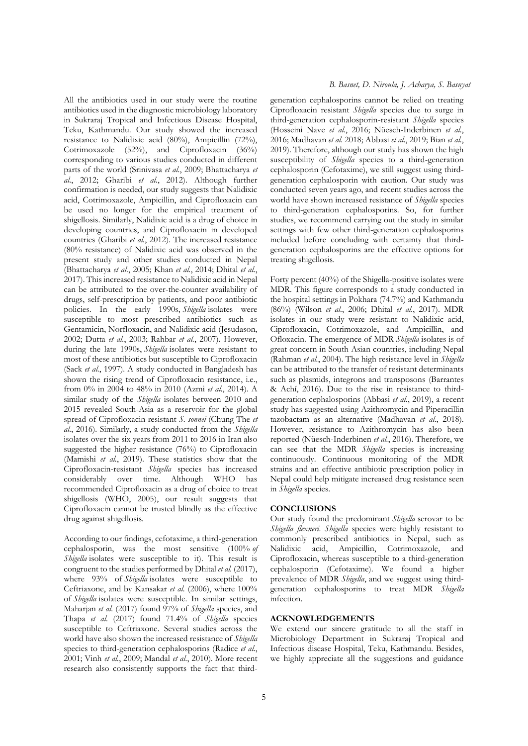All the antibiotics used in our study were the routine antibiotics used in the diagnostic microbiology laboratory in Sukraraj Tropical and Infectious Disease Hospital, Teku, Kathmandu. Our study showed the increased resistance to Nalidixic acid (80%), Ampicillin (72%), Cotrimoxazole (52%), and Ciprofloxacin (36%) corresponding to various studies conducted in different parts of the world (Srinivasa *et al.*, 2009; Bhattacharya *et al.*, 2012; Gharibi *et al.*, 2012). Although further confirmation is needed, our study suggests that Nalidixic acid, Cotrimoxazole, Ampicillin, and Ciprofloxacin can be used no longer for the empirical treatment of shigellosis. Similarly, Nalidixic acid is a drug of choice in developing countries, and Ciprofloxacin in developed countries (Gharibi *et al.*, 2012). The increased resistance (80% resistance) of Nalidixic acid was observed in the present study and other studies conducted in Nepal (Bhattacharya *et al.*, 2005; Khan *et al.*, 2014; Dhital *et al.*, 2017). This increased resistance to Nalidixic acid in Nepal can be attributed to the over-the-counter availability of drugs, self-prescription by patients, and poor antibiotic policies. In the early 1990s, *Shigella* isolates were susceptible to most prescribed antibiotics such as Gentamicin, Norfloxacin, and Nalidixic acid (Jesudason, 2002; Dutta *et al.*, 2003; Rahbar *et al.*, 2007). However, during the late 1990s, *Shigella* isolates were resistant to most of these antibiotics but susceptible to Ciprofloxacin (Sack *et al.*, 1997). A study conducted in Bangladesh has shown the rising trend of Ciprofloxacin resistance, i.e., from 0% in 2004 to 48% in 2010 (Azmi *et al.*, 2014). A similar study of the *Shigella* isolates between 2010 and 2015 revealed South-Asia as a reservoir for the global spread of Ciprofloxacin resistant *S. sonnei* (Chung The *et al.*, 2016). Similarly, a study conducted from the *Shigella* isolates over the six years from 2011 to 2016 in Iran also suggested the higher resistance (76%) to Ciprofloxacin (Mamishi *et al.*, 2019). These statistics show that the Ciprofloxacin-resistant *Shigella* species has increased considerably over time. Although WHO has recommended Ciprofloxacin as a drug of choice to treat shigellosis (WHO, 2005), our result suggests that Ciprofloxacin cannot be trusted blindly as the effective drug against shigellosis.

According to our findings, cefotaxime, a third-generation cephalosporin, was the most sensitive (100% *of Shigella* isolates were susceptible to it). This result is congruent to the studies performed by Dhital *et al.* (2017), where 93% of *Shigella* isolates were susceptible to Ceftriaxone, and by Kansakar *et al.* (2006), where 100% of *Shigella* isolates were susceptible. In similar settings, Maharjan *et al.* (2017) found 97% of *Shigella* species, and Thapa *et al.* (2017) found 71.4% of *Shigella* species susceptible to Ceftriaxone. Several studies across the world have also shown the increased resistance of *Shigella* species to third-generation cephalosporins (Radice *et al.*, 2001; Vinh *et al.*, 2009; Mandal *et al.*, 2010). More recent research also consistently supports the fact that third-generation cephalosporins cannot be relied on treating Ciprofloxacin resistant *Shigella* species due to surge in third-generation cephalosporin-resistant *Shigella* species (Hosseini Nave *et al.*, 2016; Nüesch-Inderbinen *et al.*, 2016; Madhavan *et al.* 2018; Abbasi *et al.*, 2019; Bian *et al.*, 2019). Therefore, although our study has shown the high susceptibility of *Shigella* species to a third-generation cephalosporin (Cefotaxime), we still suggest using third-generation cephalosporin with caution. Our study was conducted seven years ago, and recent studies across the world have shown increased resistance of *Shigella* species to third-generation cephalosporins. So, for further studies, we recommend carrying out the study in similar settings with few other third-generation cephalosporins included before concluding with certainty that third-generation cephalosporins are the effective options for treating shigellosis.

Forty percent (40%) of the Shigella-positive isolates were MDR. This figure corresponds to a study conducted in the hospital settings in Pokhara (74.7%) and Kathmandu (86%) (Wilson *et al.*, 2006; Dhital *et al.*, 2017). MDR isolates in our study were resistant to Nalidixic acid, Ciprofloxacin, Cotrimoxazole, and Ampicillin, and Ofloxacin. The emergence of MDR *Shigella* isolates is of great concern in South Asian countries, including Nepal (Rahman *et al.*, 2004). The high resistance level in *Shigella* can be attributed to the transfer of resistant determinants such as plasmids, integrons and transposons (Barrantes & Achí, 2016). Due to the rise in resistance to third-generation cephalosporins (Abbasi *et al.*, 2019), a recent study has suggested using Azithromycin and Piperacillin tazobactam as an alternative (Madhavan *et al.*, 2018). However, resistance to Azithromycin has also been reported (Nüesch-Inderbinen *et al.*, 2016). Therefore, we can see that the MDR *Shigella* species is increasing continuously. Continuous monitoring of the MDR strains and an effective antibiotic prescription policy in Nepal could help mitigate increased drug resistance seen in *Shigella* species.

## CONCLUSIONS

Our study found the predominant *Shigella* serovar to be *Shigella flexneri*. *Shigella* species were highly resistant to commonly prescribed antibiotics in Nepal, such as Nalidixic acid, Ampicillin, Cotrimoxazole, and Ciprofloxacin, whereas susceptible to a third-generation cephalosporin (Cefotaxime). We found a higher prevalence of MDR *Shigella*, and we suggest using third-generation cephalosporins to treat MDR *Shigella* infection.

## ACKNOWLEDGEMENTS

We extend our sincere gratitude to all the staff in Microbiology Department in Sukraraj Tropical and Infectious disease Hospital, Teku, Kathmandu. Besides, we highly appreciate all the suggestions and guidance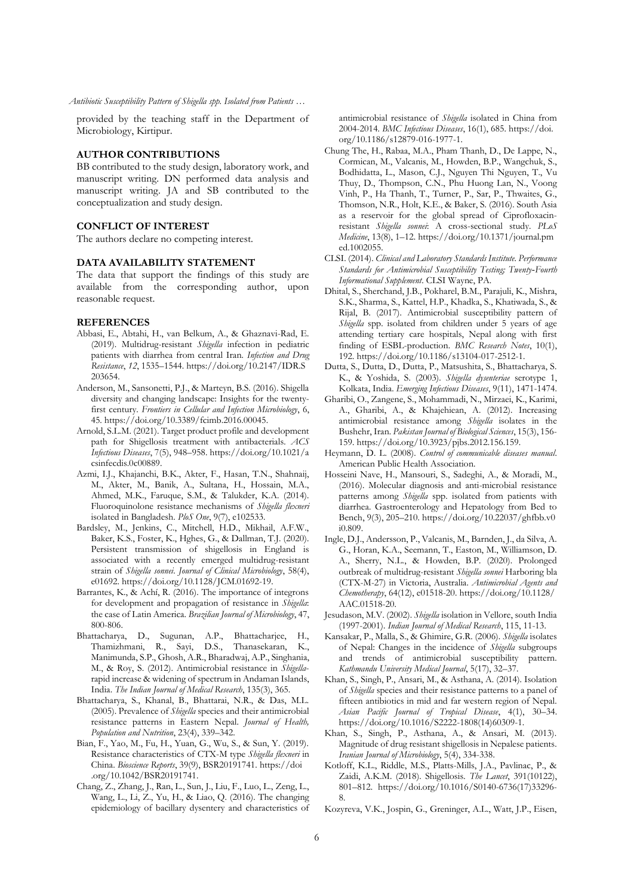provided by the teaching staff in the Department of Microbiology, Kirtipur.

## AUTHOR CONTRIBUTIONS

BB contributed to the study design, laboratory work, and manuscript writing. DN performed data analysis and manuscript writing. JA and SB contributed to the conceptualization and study design.

## CONFLICT OF INTEREST

The authors declare no competing interest.

## DATA AVAILABILITY STATEMENT

The data that support the findings of this study are available from the corresponding author, upon reasonable request.

## REFERENCES

Abbasi, E., Abtahi, H., van Belkum, A., & Ghaznavi-Rad, E. (2019). Multidrug-resistant *Shigella* infection in pediatric patients with diarrhea from central Iran. *Infection and Drug Resistance*, *12*, 1535–1544. https://doi.org/10.2147/IDR.S203654.

Anderson, M., Sansonetti, P.J., & Marteyn, B.S. (2016). Shigella diversity and changing landscape: Insights for the twenty-first century. *Frontiers in Cellular and Infection Microbiology*, 6, 45. https://doi.org/10.3389/fcimb.2016.00045.

Arnold, S.L.M. (2021). Target product profile and development path for Shigellosis treatment with antibacterials. *ACS Infectious Diseases*, 7(5), 948–958. https://doi.org/10.1021/acsinfecdis.0c00889.

Azmi, I.J., Khajanchi, B.K., Akter, F., Hasan, T.N., Shahnaij, M., Akter, M., Banik, A., Sultana, H., Hossain, M.A., Ahmed, M.K., Faruque, S.M., & Talukder, K.A. (2014). Fluoroquinolone resistance mechanisms of *Shigella flexneri* isolated in Bangladesh. *PloS One*, 9(7), e102533.

Bardsley, M., Jenkins, C., Mitchell, H.D., Mikhail, A.F.W., Baker, K.S., Foster, K., Hghes, G., & Dallman, T.J. (2020). Persistent transmission of shigellosis in England is associated with a recently emerged multidrug-resistant strain of *Shigella sonnei*. *Journal of Clinical Microbiology*, 58(4), e01692. https://doi.org/10.1128/JCM.01692-19.

Barrantes, K., & Achí, R. (2016). The importance of integrons for development and propagation of resistance in *Shigella*: the case of Latin America. *Brazilian Journal of Microbiology*, 47, 800-806.

Bhattacharya, D., Sugunan, A.P., Bhattacharjee, H., Thamizhmani, R., Sayi, D.S., Thanasekaran, K., Manimunda, S.P., Ghosh, A.R., Bharadwaj, A.P., Singhania, M., & Roy, S. (2012). Antimicrobial resistance in *Shigella*-rapid increase & widening of spectrum in Andaman Islands, India. *The Indian Journal of Medical Research*, 135(3), 365.

Bhattacharya, S., Khanal, B., Bhattarai, N.R., & Das, M.L. (2005). Prevalence of *Shigella* species and their antimicrobial resistance patterns in Eastern Nepal. *Journal of Health, Population and Nutrition*, 23(4), 339–342.

Bian, F., Yao, M., Fu, H., Yuan, G., Wu, S., & Sun, Y. (2019). Resistance characteristics of CTX-M type *Shigella flexneri* in China. *Bioscience Reports*, 39(9), BSR20191741. https://doi.org/10.1042/BSR20191741.

Chang, Z., Zhang, J., Ran, L., Sun, J., Liu, F., Luo, L., Zeng, L., Wang, L., Li, Z., Yu, H., & Liao, Q. (2016). The changing epidemiology of bacillary dysentery and characteristics of antimicrobial resistance of *Shigella* isolated in China from 2004-2014. *BMC Infectious Diseases*, 16(1), 685. https://doi.org/10.1186/s12879-016-1977-1.

Chung The, H., Rabaa, M.A., Pham Thanh, D., De Lappe, N., Cormican, M., Valcanis, M., Howden, B.P., Wangchuk, S., Bodhidatta, L., Mason, C.J., Nguyen Thi Nguyen, T., Vu Thuy, D., Thompson, C.N., Phu Huong Lan, N., Voong Vinh, P., Ha Thanh, T., Turner, P., Sar, P., Thwaites, G., Thomson, N.R., Holt, K.E., & Baker, S. (2016). South Asia as a reservoir for the global spread of Ciprofloxacin-resistant *Shigella sonnei*: A cross-sectional study. *PLoS Medicine*, 13(8), 1–12. https://doi.org/10.1371/journal.pmed.1002055.

CLSI. (2014). *Clinical and Laboratory Standards Institute. Performance Standards for Antimicrobial Susceptibility Testing; Twenty-Fourth Informational Supplement*. CLSI Wayne, PA.

Dhital, S., Sherchand, J.B., Pokharel, B.M., Parajuli, K., Mishra, S.K., Sharma, S., Kattel, H.P., Khadka, S., Khatiwada, S., & Rijal, B. (2017). Antimicrobial susceptibility pattern of *Shigella* spp. isolated from children under 5 years of age attending tertiary care hospitals, Nepal along with first finding of ESBL-production. *BMC Research Notes*, 10(1), 192. https://doi.org/10.1186/s13104-017-2512-1.

Dutta, S., Dutta, D., Dutta, P., Matsushita, S., Bhattacharya, S. K., & Yoshida, S. (2003). *Shigella dysenteriae* serotype 1, Kolkata, India. *Emerging Infectious Diseases*, 9(11), 1471-1474.

Gharibi, O., Zangene, S., Mohammadi, N., Mirzaei, K., Karimi, A., Gharibi, A., & Khajehiean, A. (2012). Increasing antimicrobial resistance among *Shigella* isolates in the Bushehr, Iran. *Pakistan Journal of Biological Sciences*, 15(3), 156-159. https://doi.org/10.3923/pjbs.2012.156.159.

Heymann, D. L. (2008). *Control of communicable diseases manual*. American Public Health Association.

Hosseini Nave, H., Mansouri, S., Sadeghi, A., & Moradi, M., (2016). Molecular diagnosis and anti-microbial resistance patterns among *Shigella* spp. isolated from patients with diarrhea. Gastroenterology and Hepatology from Bed to Bench, 9(3), 205–210. https://doi.org/10.22037/ghfbb.v0i0.809.

Ingle, D.J., Andersson, P., Valcanis, M., Barnden, J., da Silva, A. G., Horan, K.A., Seemann, T., Easton, M., Williamson, D. A., Sherry, N.L., & Howden, B.P. (2020). Prolonged outbreak of multidrug-resistant *Shigella sonnei* Harboring bla (CTX-M-27) in Victoria, Australia. *Antimicrobial Agents and Chemotherapy*, 64(12), e01518-20. https://doi.org/10.1128/AAC.01518-20.

Jesudason, M.V. (2002). *Shigella* isolation in Vellore, south India (1997-2001). *Indian Journal of Medical Research*, 115, 11-13.

Kansakar, P., Malla, S., & Ghimire, G.R. (2006). *Shigella* isolates of Nepal: Changes in the incidence of *Shigella* subgroups and trends of antimicrobial susceptibility pattern. *Kathmandu University Medical Journal*, 5(17), 32–37.

Khan, S., Singh, P., Ansari, M., & Asthana, A. (2014). Isolation of *Shigella* species and their resistance patterns to a panel of fifteen antibiotics in mid and far western region of Nepal. *Asian Pacific Journal of Tropical Disease*, 4(1), 30–34. https://doi.org/10.1016/S2222-1808(14)60309-1.

Khan, S., Singh, P., Asthana, A., & Ansari, M. (2013). Magnitude of drug resistant shigellosis in Nepalese patients. *Iranian Journal of Microbiology*, 5(4), 334-338.

Kotloff, K.L., Riddle, M.S., Platts-Mills, J.A., Pavlinac, P., & Zaidi, A.K.M. (2018). Shigellosis. *The Lancet*, 391(10122), 801–812. https://doi.org/10.1016/S0140-6736(17)33296-8.

Kozyreva, V.K., Jospin, G., Greninger, A.L., Watt, J.P., Eisen,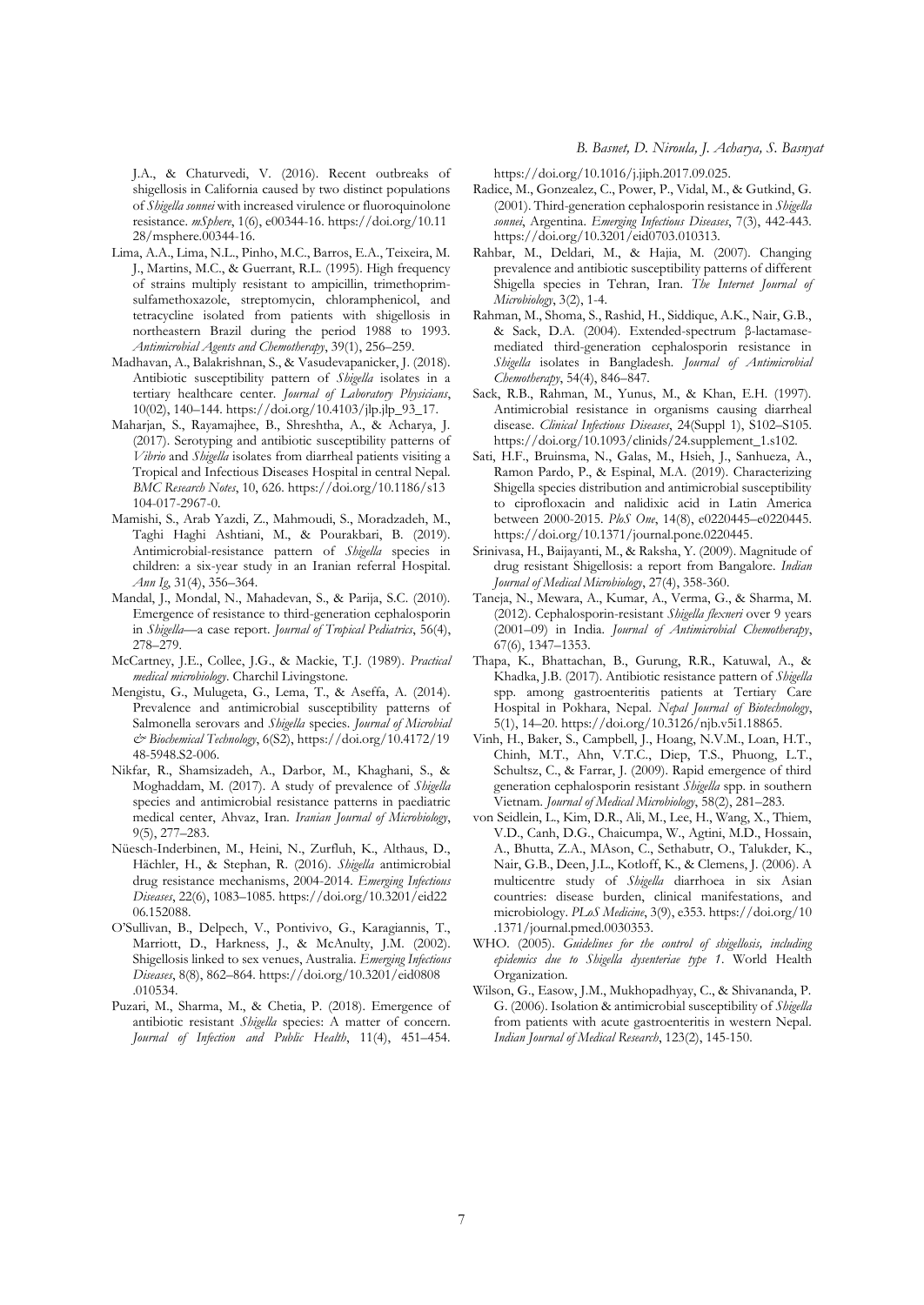J.A., & Chaturvedi, V. (2016). Recent outbreaks of shigellosis in California caused by two distinct populations of *Shigella sonnei* with increased virulence or fluoroquinolone resistance. *mSphere*, 1(6), e00344-16. https://doi.org/10.1128/msphere.00344-16.

Lima, A.A., Lima, N.L., Pinho, M.C., Barros, E.A., Teixeira, M. J., Martins, M.C., & Guerrant, R.L. (1995). High frequency of strains multiply resistant to ampicillin, trimethoprim-sulfamethoxazole, streptomycin, chloramphenicol, and tetracycline isolated from patients with shigellosis in northeastern Brazil during the period 1988 to 1993. *Antimicrobial Agents and Chemotherapy*, 39(1), 256–259.

Madhavan, A., Balakrishnan, S., & Vasudevapanicker, J. (2018). Antibiotic susceptibility pattern of *Shigella* isolates in a tertiary healthcare center. *Journal of Laboratory Physicians*, 10(02), 140–144. https://doi.org/10.4103/jlp.jlp_93_17.

Maharjan, S., Rayamajhee, B., Shreshtha, A., & Acharya, J. (2017). Serotyping and antibiotic susceptibility patterns of *Vibrio* and *Shigella* isolates from diarrheal patients visiting a Tropical and Infectious Diseases Hospital in central Nepal. *BMC Research Notes*, 10, 626. https://doi.org/10.1186/s13104-017-2967-0.

Mamishi, S., Arab Yazdi, Z., Mahmoudi, S., Moradzadeh, M., Taghi Haghi Ashtiani, M., & Pourakbari, B. (2019). Antimicrobial-resistance pattern of *Shigella* species in children: a six-year study in an Iranian referral Hospital. *Ann Ig*, 31(4), 356–364.

Mandal, J., Mondal, N., Mahadevan, S., & Parija, S.C. (2010). Emergence of resistance to third-generation cephalosporin in *Shigella*—a case report. *Journal of Tropical Pediatrics*, 56(4), 278–279.

McCartney, J.E., Collee, J.G., & Mackie, T.J. (1989). *Practical medical microbiology*. Charchil Livingstone.

Mengistu, G., Mulugeta, G., Lema, T., & Aseffa, A. (2014). Prevalence and antimicrobial susceptibility patterns of Salmonella serovars and *Shigella* species. *Journal of Microbial & Biochemical Technology*, 6(S2), https://doi.org/10.4172/1948-5948.S2-006.

Nikfar, R., Shamsizadeh, A., Darbor, M., Khaghani, S., & Moghaddam, M. (2017). A study of prevalence of *Shigella* species and antimicrobial resistance patterns in paediatric medical center, Ahvaz, Iran. *Iranian Journal of Microbiology*, 9(5), 277–283.

Nüesch-Inderbinen, M., Heini, N., Zurfluh, K., Althaus, D., Hächler, H., & Stephan, R. (2016). *Shigella* antimicrobial drug resistance mechanisms, 2004-2014. *Emerging Infectious Diseases*, 22(6), 1083–1085. https://doi.org/10.3201/eid2206.152088.

O'Sullivan, B., Delpech, V., Pontivivo, G., Karagiannis, T., Marriott, D., Harkness, J., & McAnulty, J.M. (2002). Shigellosis linked to sex venues, Australia. *Emerging Infectious Diseases*, 8(8), 862–864. https://doi.org/10.3201/eid0808.010534.

Puzari, M., Sharma, M., & Chetia, P. (2018). Emergence of antibiotic resistant *Shigella* species: A matter of concern. *Journal of Infection and Public Health*, 11(4), 451–454. https://doi.org/10.1016/j.jiph.2017.09.025.

Radice, M., Gonzealez, C., Power, P., Vidal, M., & Gutkind, G. (2001). Third-generation cephalosporin resistance in *Shigella sonnei*, Argentina. *Emerging Infectious Diseases*, 7(3), 442-443. https://doi.org/10.3201/eid0703.010313.

Rahbar, M., Deldari, M., & Hajia, M. (2007). Changing prevalence and antibiotic susceptibility patterns of different Shigella species in Tehran, Iran. *The Internet Journal of Microbiology*, 3(2), 1-4.

Rahman, M., Shoma, S., Rashid, H., Siddique, A.K., Nair, G.B., & Sack, D.A. (2004). Extended-spectrum β-lactamase-mediated third-generation cephalosporin resistance in *Shigella* isolates in Bangladesh. *Journal of Antimicrobial Chemotherapy*, 54(4), 846–847.

Sack, R.B., Rahman, M., Yunus, M., & Khan, E.H. (1997). Antimicrobial resistance in organisms causing diarrheal disease. *Clinical Infectious Diseases*, 24(Suppl 1), S102–S105. https://doi.org/10.1093/clinids/24.supplement_1.s102.

Sati, H.F., Bruinsma, N., Galas, M., Hsieh, J., Sanhueza, A., Ramon Pardo, P., & Espinal, M.A. (2019). Characterizing Shigella species distribution and antimicrobial susceptibility to ciprofloxacin and nalidixic acid in Latin America between 2000-2015. *PloS One*, 14(8), e0220445–e0220445. https://doi.org/10.1371/journal.pone.0220445.

Srinivasa, H., Baijayanti, M., & Raksha, Y. (2009). Magnitude of drug resistant Shigellosis: a report from Bangalore. *Indian Journal of Medical Microbiology*, 27(4), 358-360.

Taneja, N., Mewara, A., Kumar, A., Verma, G., & Sharma, M. (2012). Cephalosporin-resistant *Shigella flexneri* over 9 years (2001–09) in India. *Journal of Antimicrobial Chemotherapy*, 67(6), 1347–1353.

Thapa, K., Bhattachan, B., Gurung, R.R., Katuwal, A., & Khadka, J.B. (2017). Antibiotic resistance pattern of *Shigella* spp. among gastroenteritis patients at Tertiary Care Hospital in Pokhara, Nepal. *Nepal Journal of Biotechnology*, 5(1), 14–20. https://doi.org/10.3126/njb.v5i1.18865.

Vinh, H., Baker, S., Campbell, J., Hoang, N.V.M., Loan, H.T., Chinh, M.T., Ahn, V.T.C., Diep, T.S., Phuong, L.T., Schultsz, C., & Farrar, J. (2009). Rapid emergence of third generation cephalosporin resistant *Shigella* spp. in southern Vietnam. *Journal of Medical Microbiology*, 58(2), 281–283.

von Seidlein, L., Kim, D.R., Ali, M., Lee, H., Wang, X., Thiem, V.D., Canh, D.G., Chaicumpa, W., Agtini, M.D., Hossain, A., Bhutta, Z.A., MAson, C., Sethabutr, O., Talukder, K., Nair, G.B., Deen, J.L., Kotloff, K., & Clemens, J. (2006). A multicentre study of *Shigella* diarrhoea in six Asian countries: disease burden, clinical manifestations, and microbiology. *PLoS Medicine*, 3(9), e353. https://doi.org/10.1371/journal.pmed.0030353.

WHO. (2005). *Guidelines for the control of shigellosis, including epidemics due to Shigella dysenteriae type 1*. World Health Organization.

Wilson, G., Easow, J.M., Mukhopadhyay, C., & Shivananda, P. G. (2006). Isolation & antimicrobial susceptibility of *Shigella* from patients with acute gastroenteritis in western Nepal. *Indian Journal of Medical Research*, 123(2), 145-150.